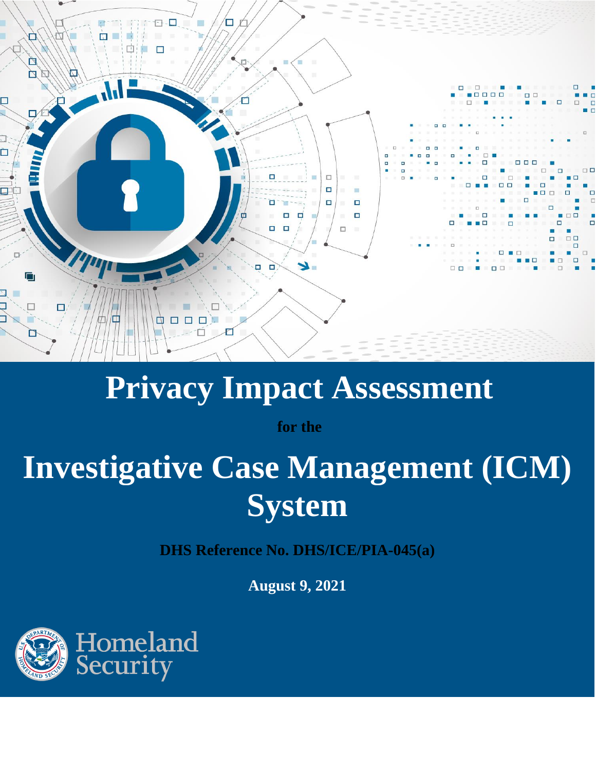# Privacy Impact Assessment

**for the**

# Investigative Case Management (ICM) System

**DHS Reference No. DHS/ICE/PIA-045(a)**

**August 9, 2021**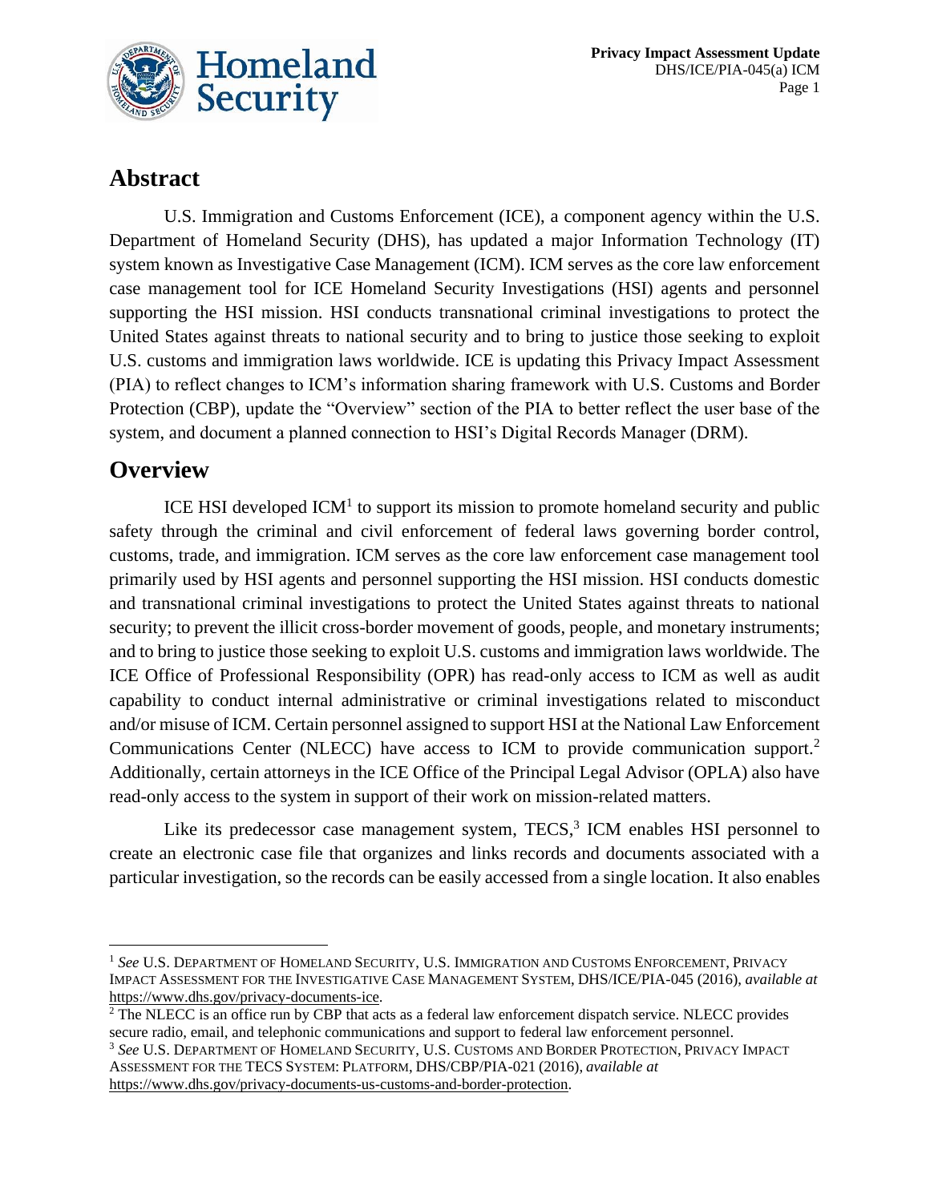## Abstract

U.S. Immigration and Customs Enforcement (ICE), a component agency within the U.S. Department of Homeland Security (DHS), has updated a major Information Technology (IT) system known as Investigative Case Management (ICM). ICM serves as the core law enforcement case management tool for ICE Homeland Security Investigations (HSI) agents and personnel supporting the HSI mission. HSI conducts transnational criminal investigations to protect the United States against threats to national security and to bring to justice those seeking to exploit U.S. customs and immigration laws worldwide. ICE is updating this Privacy Impact Assessment (PIA) to reflect changes to ICM's information sharing framework with U.S. Customs and Border Protection (CBP), update the "Overview" section of the PIA to better reflect the user base of the system, and document a planned connection to HSI's Digital Records Manager (DRM).

## Overview

ICE HSI developed ICM[1] to support its mission to promote homeland security and public safety through the criminal and civil enforcement of federal laws governing border control, customs, trade, and immigration. ICM serves as the core law enforcement case management tool primarily used by HSI agents and personnel supporting the HSI mission. HSI conducts domestic and transnational criminal investigations to protect the United States against threats to national security; to prevent the illicit cross-border movement of goods, people, and monetary instruments; and to bring to justice those seeking to exploit U.S. customs and immigration laws worldwide. The ICE Office of Professional Responsibility (OPR) has read-only access to ICM as well as audit capability to conduct internal administrative or criminal investigations related to misconduct and/or misuse of ICM. Certain personnel assigned to support HSI at the National Law Enforcement Communications Center (NLECC) have access to ICM to provide communication support.[2] Additionally, certain attorneys in the ICE Office of the Principal Legal Advisor (OPLA) also have read-only access to the system in support of their work on mission-related matters.

Like its predecessor case management system, TECS,[3] ICM enables HSI personnel to create an electronic case file that organizes and links records and documents associated with a particular investigation, so the records can be easily accessed from a single location. It also enables

---

[1] *See* U.S. Department of Homeland Security, U.S. Immigration and Customs Enforcement, Privacy Impact Assessment for the Investigative Case Management System, DHS/ICE/PIA-045 (2016), *available at* https://www.dhs.gov/privacy-documents-ice.

[2] The NLECC is an office run by CBP that acts as a federal law enforcement dispatch service. NLECC provides secure radio, email, and telephonic communications and support to federal law enforcement personnel.

[3] *See* U.S. Department of Homeland Security, U.S. Customs and Border Protection, Privacy Impact Assessment for the TECS System: Platform, DHS/CBP/PIA-021 (2016), *available at* https://www.dhs.gov/privacy-documents-us-customs-and-border-protection.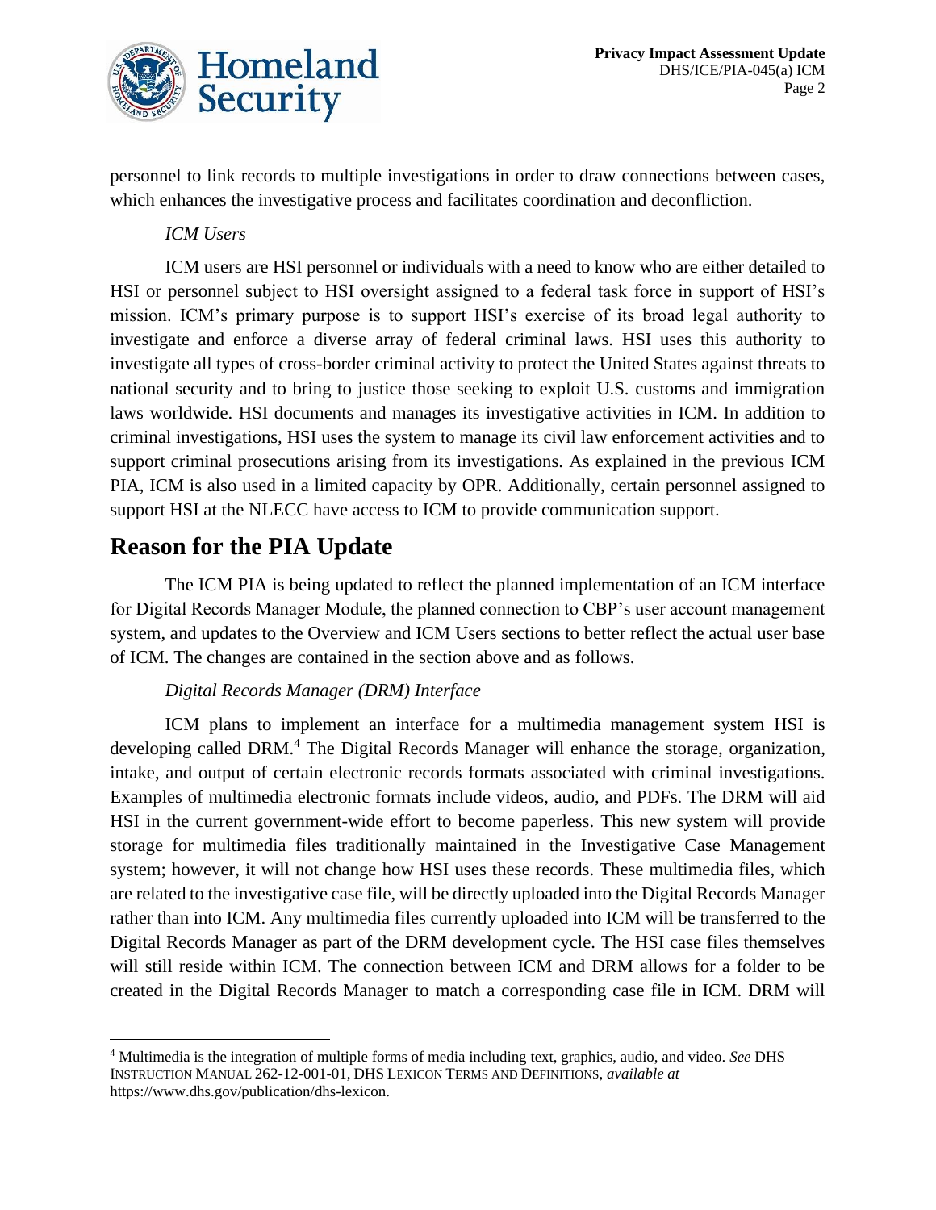personnel to link records to multiple investigations in order to draw connections between cases, which enhances the investigative process and facilitates coordination and deconfliction.

*ICM Users*

ICM users are HSI personnel or individuals with a need to know who are either detailed to HSI or personnel subject to HSI oversight assigned to a federal task force in support of HSI's mission. ICM's primary purpose is to support HSI's exercise of its broad legal authority to investigate and enforce a diverse array of federal criminal laws. HSI uses this authority to investigate all types of cross-border criminal activity to protect the United States against threats to national security and to bring to justice those seeking to exploit U.S. customs and immigration laws worldwide. HSI documents and manages its investigative activities in ICM. In addition to criminal investigations, HSI uses the system to manage its civil law enforcement activities and to support criminal prosecutions arising from its investigations. As explained in the previous ICM PIA, ICM is also used in a limited capacity by OPR. Additionally, certain personnel assigned to support HSI at the NLECC have access to ICM to provide communication support.

## Reason for the PIA Update

The ICM PIA is being updated to reflect the planned implementation of an ICM interface for Digital Records Manager Module, the planned connection to CBP's user account management system, and updates to the Overview and ICM Users sections to better reflect the actual user base of ICM. The changes are contained in the section above and as follows.

*Digital Records Manager (DRM) Interface*

ICM plans to implement an interface for a multimedia management system HSI is developing called DRM.[4] The Digital Records Manager will enhance the storage, organization, intake, and output of certain electronic records formats associated with criminal investigations. Examples of multimedia electronic formats include videos, audio, and PDFs. The DRM will aid HSI in the current government-wide effort to become paperless. This new system will provide storage for multimedia files traditionally maintained in the Investigative Case Management system; however, it will not change how HSI uses these records. These multimedia files, which are related to the investigative case file, will be directly uploaded into the Digital Records Manager rather than into ICM. Any multimedia files currently uploaded into ICM will be transferred to the Digital Records Manager as part of the DRM development cycle. The HSI case files themselves will still reside within ICM. The connection between ICM and DRM allows for a folder to be created in the Digital Records Manager to match a corresponding case file in ICM. DRM will

---

[4] Multimedia is the integration of multiple forms of media including text, graphics, audio, and video. *See* DHS INSTRUCTION MANUAL 262-12-001-01, DHS LEXICON TERMS AND DEFINITIONS, *available at* https://www.dhs.gov/publication/dhs-lexicon.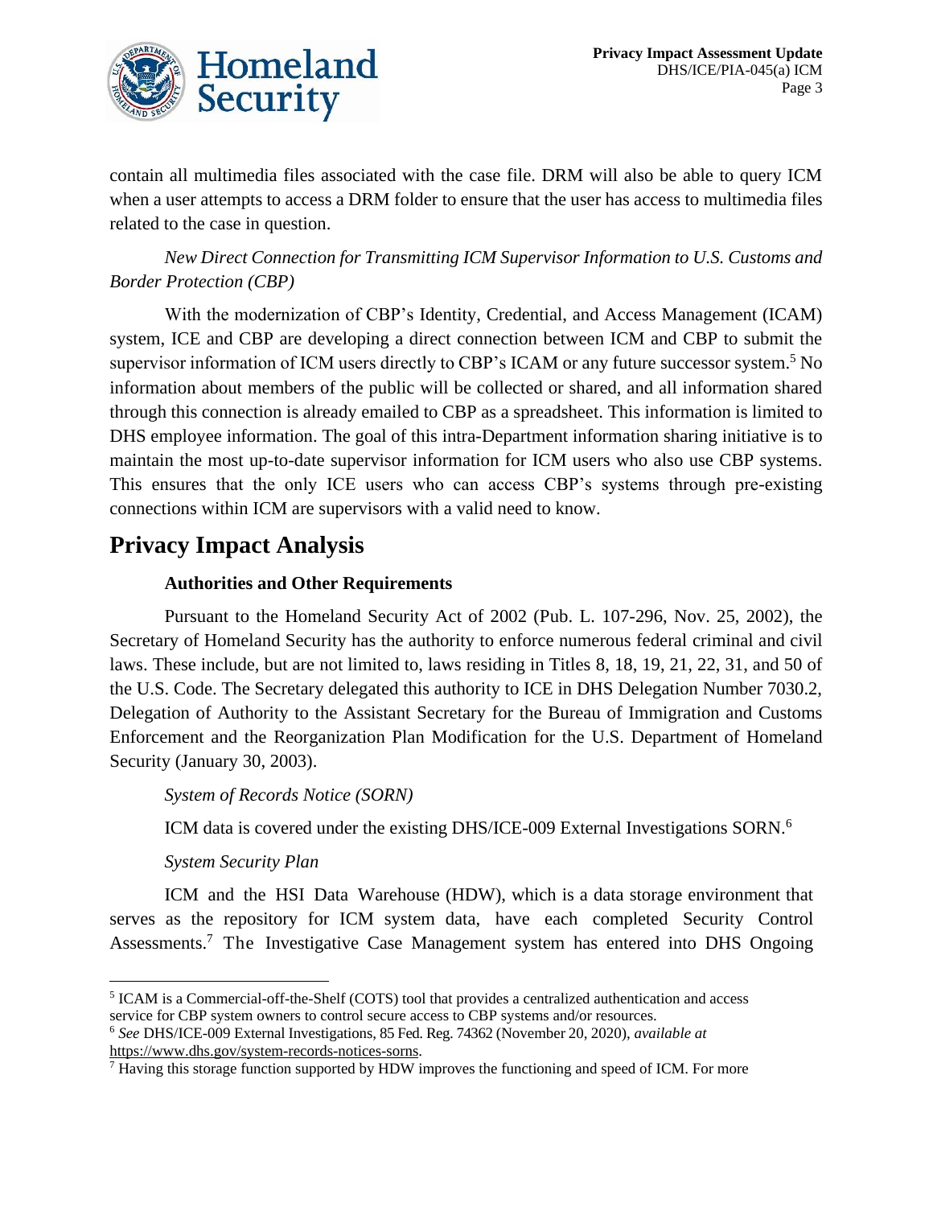contain all multimedia files associated with the case file. DRM will also be able to query ICM when a user attempts to access a DRM folder to ensure that the user has access to multimedia files related to the case in question.

*New Direct Connection for Transmitting ICM Supervisor Information to U.S. Customs and Border Protection (CBP)*

With the modernization of CBP's Identity, Credential, and Access Management (ICAM) system, ICE and CBP are developing a direct connection between ICM and CBP to submit the supervisor information of ICM users directly to CBP's ICAM or any future successor system.[5] No information about members of the public will be collected or shared, and all information shared through this connection is already emailed to CBP as a spreadsheet. This information is limited to DHS employee information. The goal of this intra-Department information sharing initiative is to maintain the most up-to-date supervisor information for ICM users who also use CBP systems. This ensures that the only ICE users who can access CBP's systems through pre-existing connections within ICM are supervisors with a valid need to know.

## Privacy Impact Analysis

### Authorities and Other Requirements

Pursuant to the Homeland Security Act of 2002 (Pub. L. 107-296, Nov. 25, 2002), the Secretary of Homeland Security has the authority to enforce numerous federal criminal and civil laws. These include, but are not limited to, laws residing in Titles 8, 18, 19, 21, 22, 31, and 50 of the U.S. Code. The Secretary delegated this authority to ICE in DHS Delegation Number 7030.2, Delegation of Authority to the Assistant Secretary for the Bureau of Immigration and Customs Enforcement and the Reorganization Plan Modification for the U.S. Department of Homeland Security (January 30, 2003).

*System of Records Notice (SORN)*

ICM data is covered under the existing DHS/ICE-009 External Investigations SORN.[6]

*System Security Plan*

ICM and the HSI Data Warehouse (HDW), which is a data storage environment that serves as the repository for ICM system data, have each completed Security Control Assessments.[7] The Investigative Case Management system has entered into DHS Ongoing

---

[5] ICAM is a Commercial-off-the-Shelf (COTS) tool that provides a centralized authentication and access service for CBP system owners to control secure access to CBP systems and/or resources.

[6] *See* DHS/ICE-009 External Investigations, 85 Fed. Reg. 74362 (November 20, 2020), *available at* https://www.dhs.gov/system-records-notices-sorns.

[7] Having this storage function supported by HDW improves the functioning and speed of ICM. For more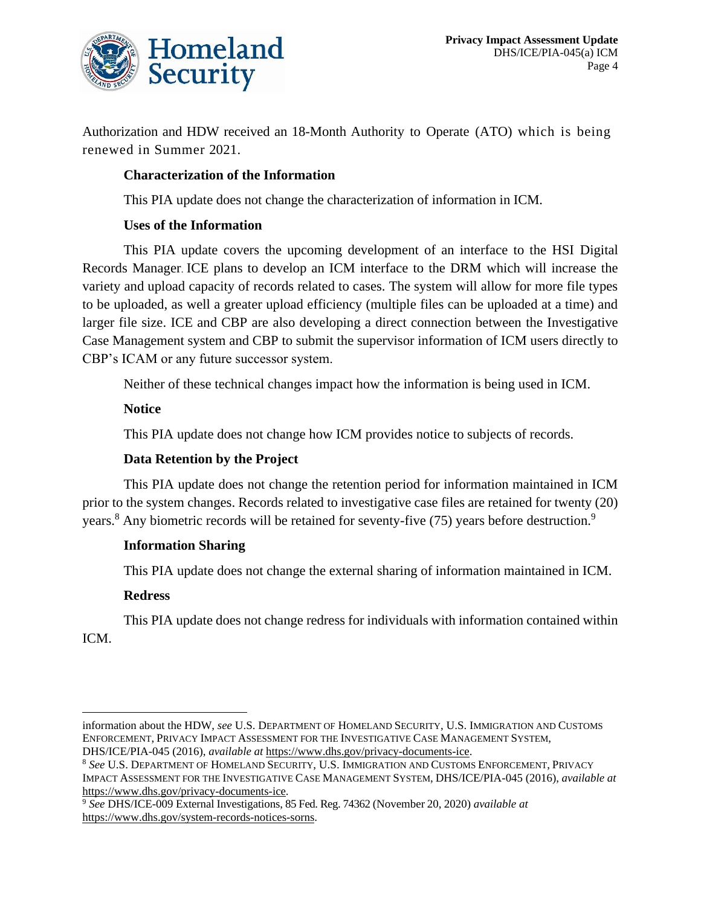Authorization and HDW received an 18-Month Authority to Operate (ATO) which is being renewed in Summer 2021.

**Characterization of the Information**

This PIA update does not change the characterization of information in ICM.

**Uses of the Information**

This PIA update covers the upcoming development of an interface to the HSI Digital Records Manager. ICE plans to develop an ICM interface to the DRM which will increase the variety and upload capacity of records related to cases. The system will allow for more file types to be uploaded, as well a greater upload efficiency (multiple files can be uploaded at a time) and larger file size. ICE and CBP are also developing a direct connection between the Investigative Case Management system and CBP to submit the supervisor information of ICM users directly to CBP's ICAM or any future successor system.

Neither of these technical changes impact how the information is being used in ICM.

**Notice**

This PIA update does not change how ICM provides notice to subjects of records.

**Data Retention by the Project**

This PIA update does not change the retention period for information maintained in ICM prior to the system changes. Records related to investigative case files are retained for twenty (20) years.[8] Any biometric records will be retained for seventy-five (75) years before destruction.[9]

**Information Sharing**

This PIA update does not change the external sharing of information maintained in ICM.

**Redress**

This PIA update does not change redress for individuals with information contained within ICM.

---

information about the HDW, *see* U.S. DEPARTMENT OF HOMELAND SECURITY, U.S. IMMIGRATION AND CUSTOMS ENFORCEMENT, PRIVACY IMPACT ASSESSMENT FOR THE INVESTIGATIVE CASE MANAGEMENT SYSTEM, DHS/ICE/PIA-045 (2016), *available at* https://www.dhs.gov/privacy-documents-ice.

[8] *See* U.S. DEPARTMENT OF HOMELAND SECURITY, U.S. IMMIGRATION AND CUSTOMS ENFORCEMENT, PRIVACY IMPACT ASSESSMENT FOR THE INVESTIGATIVE CASE MANAGEMENT SYSTEM, DHS/ICE/PIA-045 (2016), *available at* https://www.dhs.gov/privacy-documents-ice.

[9] *See* DHS/ICE-009 External Investigations, 85 Fed. Reg. 74362 (November 20, 2020) *available at* https://www.dhs.gov/system-records-notices-sorns.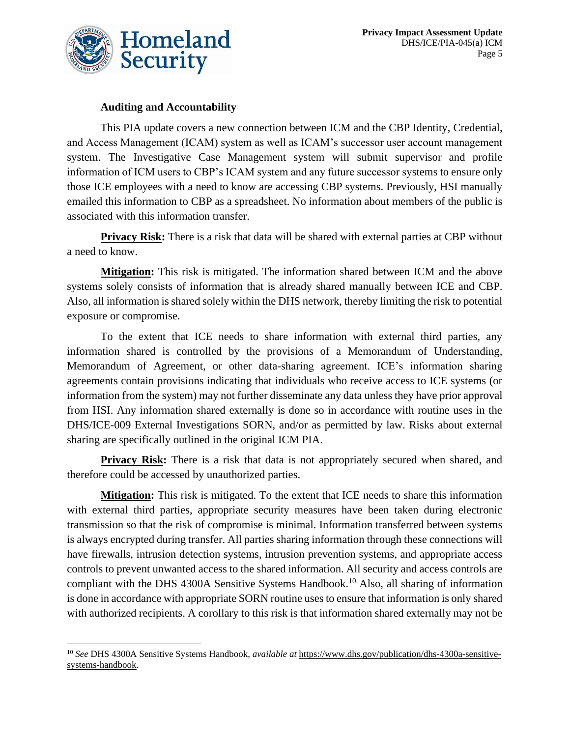**Auditing and Accountability**

This PIA update covers a new connection between ICM and the CBP Identity, Credential, and Access Management (ICAM) system as well as ICAM's successor user account management system. The Investigative Case Management system will submit supervisor and profile information of ICM users to CBP's ICAM system and any future successor systems to ensure only those ICE employees with a need to know are accessing CBP systems. Previously, HSI manually emailed this information to CBP as a spreadsheet. No information about members of the public is associated with this information transfer.

**Privacy Risk:** There is a risk that data will be shared with external parties at CBP without a need to know.

**Mitigation:** This risk is mitigated. The information shared between ICM and the above systems solely consists of information that is already shared manually between ICE and CBP. Also, all information is shared solely within the DHS network, thereby limiting the risk to potential exposure or compromise.

To the extent that ICE needs to share information with external third parties, any information shared is controlled by the provisions of a Memorandum of Understanding, Memorandum of Agreement, or other data-sharing agreement. ICE's information sharing agreements contain provisions indicating that individuals who receive access to ICE systems (or information from the system) may not further disseminate any data unless they have prior approval from HSI. Any information shared externally is done so in accordance with routine uses in the DHS/ICE-009 External Investigations SORN, and/or as permitted by law. Risks about external sharing are specifically outlined in the original ICM PIA.

**Privacy Risk:** There is a risk that data is not appropriately secured when shared, and therefore could be accessed by unauthorized parties.

**Mitigation:** This risk is mitigated. To the extent that ICE needs to share this information with external third parties, appropriate security measures have been taken during electronic transmission so that the risk of compromise is minimal. Information transferred between systems is always encrypted during transfer. All parties sharing information through these connections will have firewalls, intrusion detection systems, intrusion prevention systems, and appropriate access controls to prevent unwanted access to the shared information. All security and access controls are compliant with the DHS 4300A Sensitive Systems Handbook.[10] Also, all sharing of information is done in accordance with appropriate SORN routine uses to ensure that information is only shared with authorized recipients. A corollary to this risk is that information shared externally may not be

[10] *See* DHS 4300A Sensitive Systems Handbook, *available at* https://www.dhs.gov/publication/dhs-4300a-sensitive-systems-handbook.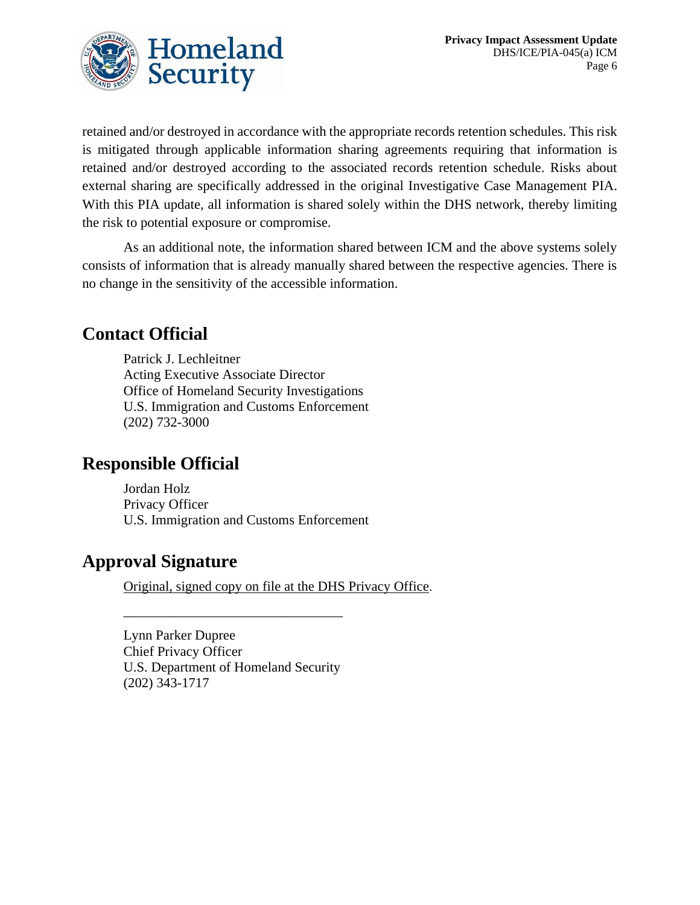retained and/or destroyed in accordance with the appropriate records retention schedules. This risk is mitigated through applicable information sharing agreements requiring that information is retained and/or destroyed according to the associated records retention schedule. Risks about external sharing are specifically addressed in the original Investigative Case Management PIA. With this PIA update, all information is shared solely within the DHS network, thereby limiting the risk to potential exposure or compromise.

As an additional note, the information shared between ICM and the above systems solely consists of information that is already manually shared between the respective agencies. There is no change in the sensitivity of the accessible information.

## Contact Official

Patrick J. Lechleitner
Acting Executive Associate Director
Office of Homeland Security Investigations
U.S. Immigration and Customs Enforcement
(202) 732-3000

## Responsible Official

Jordan Holz
Privacy Officer
U.S. Immigration and Customs Enforcement

## Approval Signature

Original, signed copy on file at the DHS Privacy Office.

________________________________

Lynn Parker Dupree
Chief Privacy Officer
U.S. Department of Homeland Security
(202) 343-1717